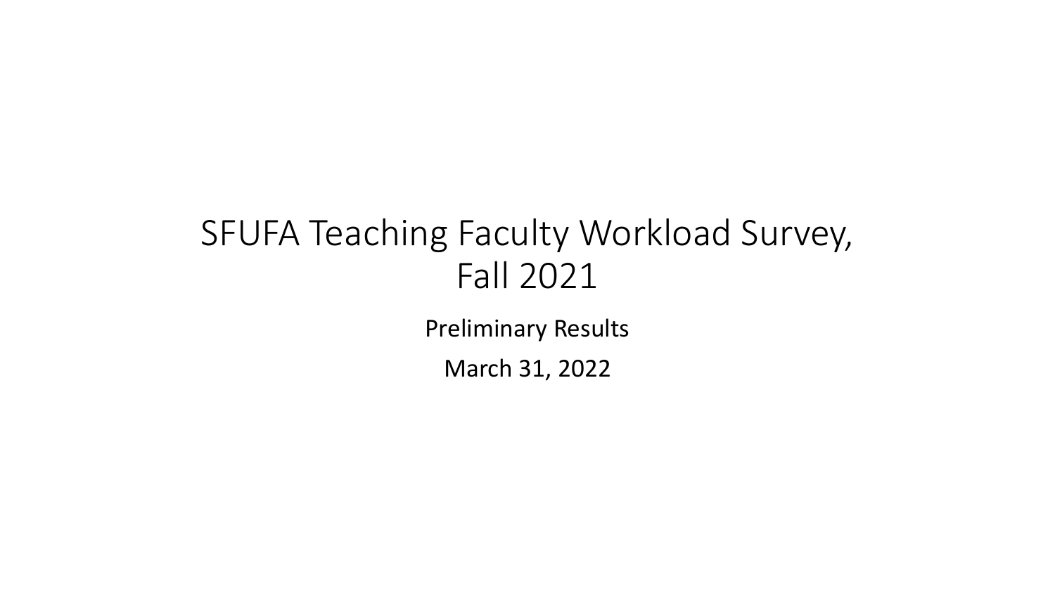# SFUFA Teaching Faculty Workload Survey, Fall 2021

Preliminary Results

March 31, 2022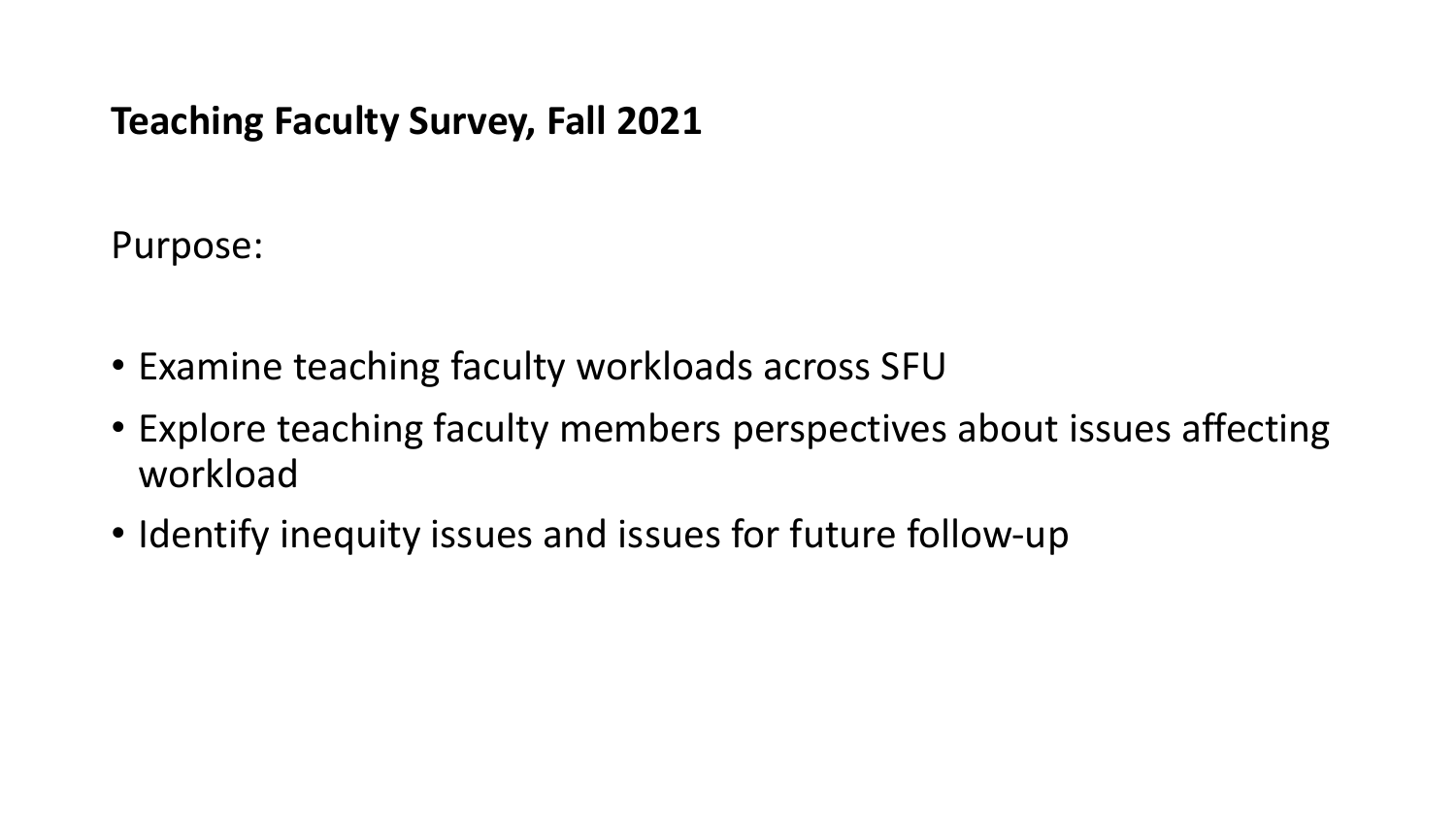**Teaching Faculty Survey, Fall 2021**

Purpose:

- Examine teaching faculty workloads across SFU
- Explore teaching faculty members perspectives about issues affecting workload
- Identify inequity issues and issues for future follow-up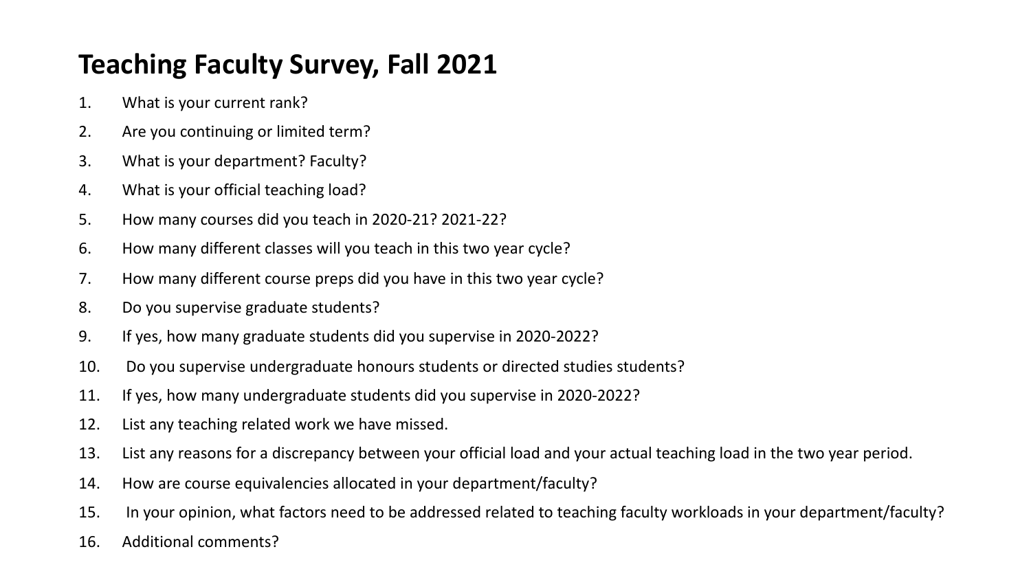# Teaching Faculty Survey, Fall 2021

1. What is your current rank?
2. Are you continuing or limited term?
3. What is your department? Faculty?
4. What is your official teaching load?
5. How many courses did you teach in 2020-21? 2021-22?
6. How many different classes will you teach in this two year cycle?
7. How many different course preps did you have in this two year cycle?
8. Do you supervise graduate students?
9. If yes, how many graduate students did you supervise in 2020-2022?
10. Do you supervise undergraduate honours students or directed studies students?
11. If yes, how many undergraduate students did you supervise in 2020-2022?
12. List any teaching related work we have missed.
13. List any reasons for a discrepancy between your official load and your actual teaching load in the two year period.
14. How are course equivalencies allocated in your department/faculty?
15. In your opinion, what factors need to be addressed related to teaching faculty workloads in your department/faculty?
16. Additional comments?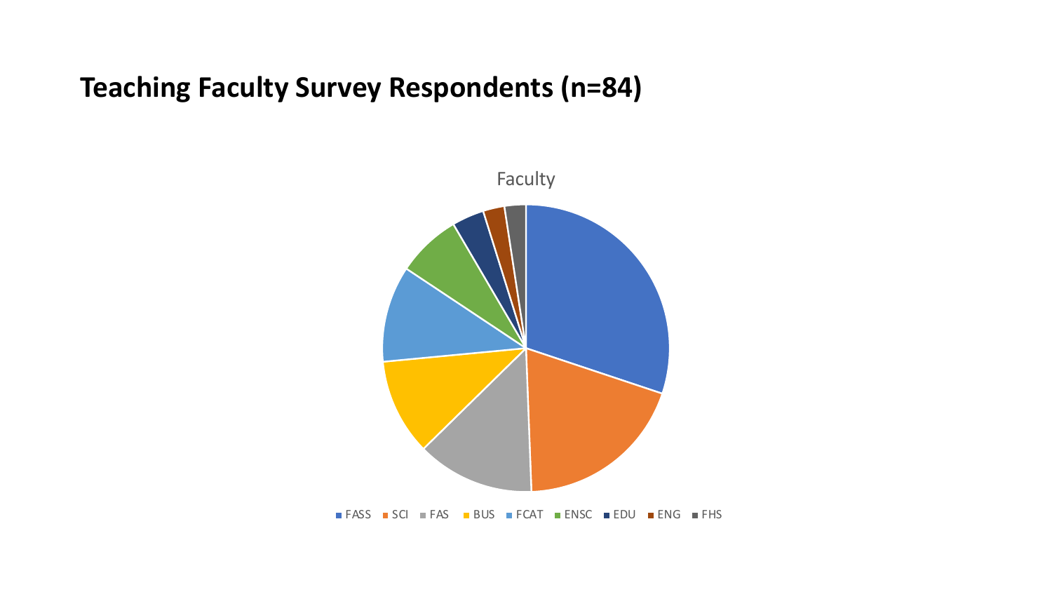# Teaching Faculty Survey Respondents (n=84)

Faculty

FASS SCI FAS BUS FCAT ENSC EDU ENG FHS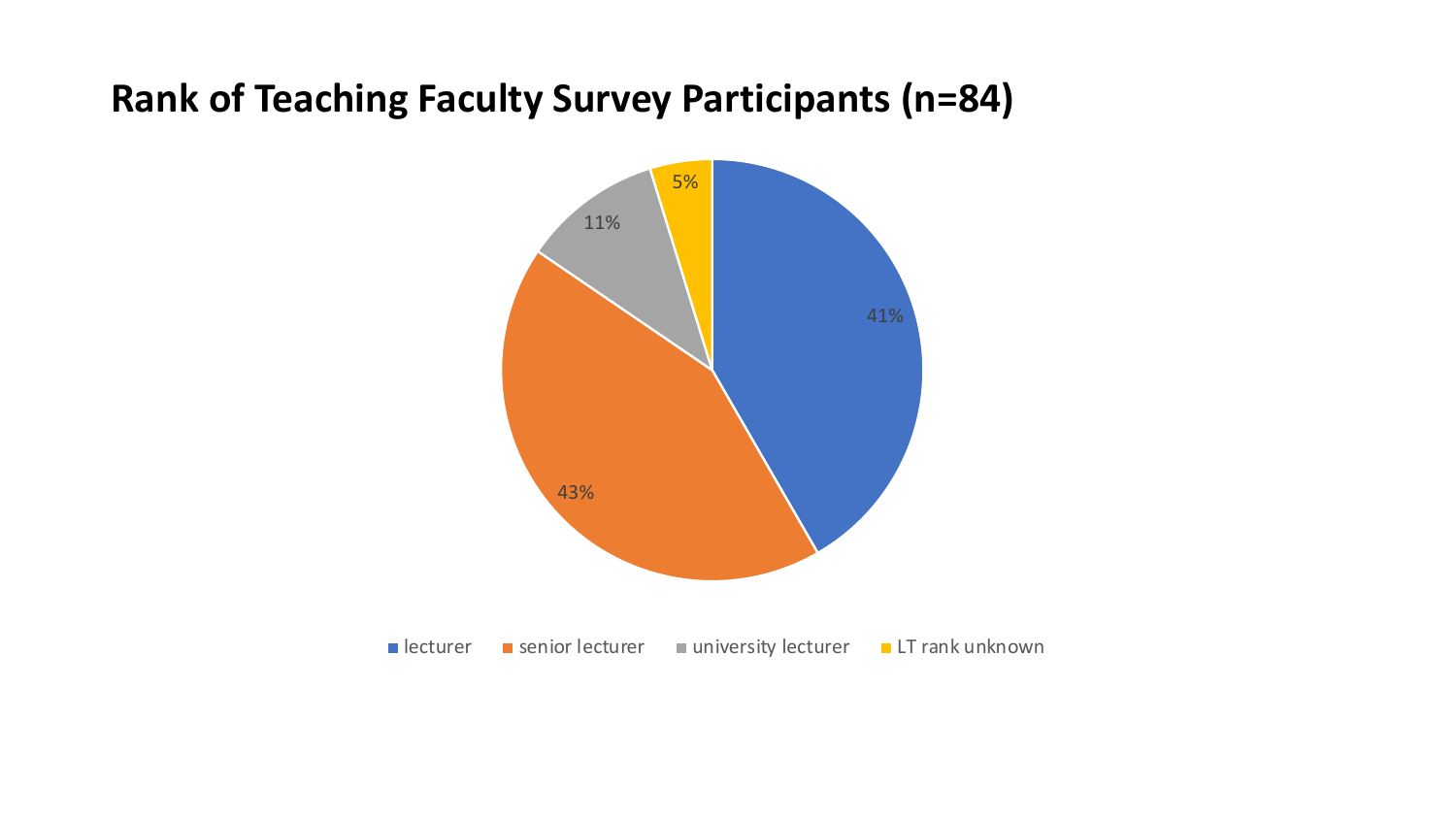# Rank of Teaching Faculty Survey Participants (n=84)

| Rank | Percentage |
|---|---|
| lecturer | 41% |
| senior lecturer | 43% |
| university lecturer | 11% |
| LT rank unknown | 5% |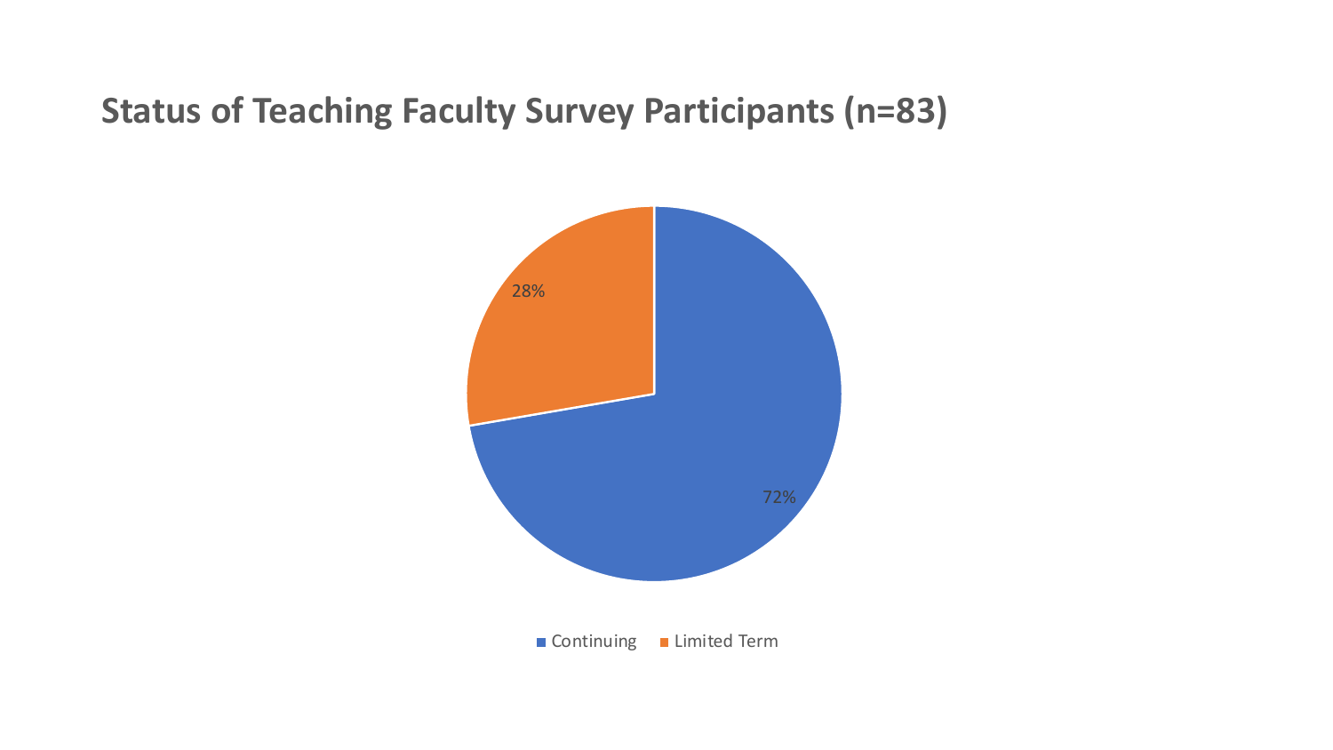# Status of Teaching Faculty Survey Participants (n=83)

| Status | Percentage |
| --- | --- |
| Continuing | 72% |
| Limited Term | 28% |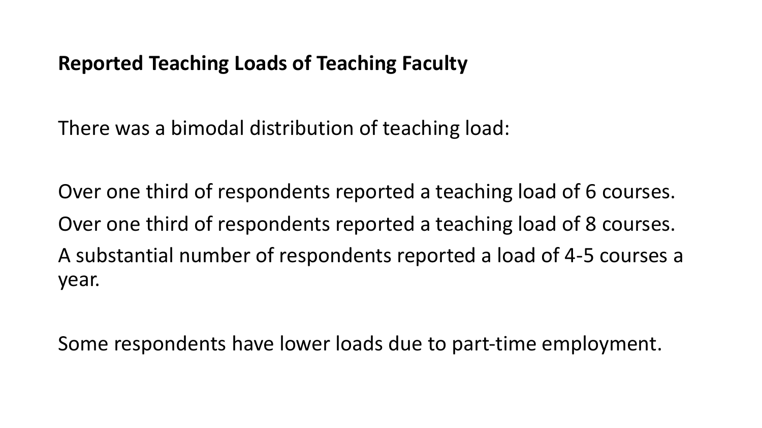**Reported Teaching Loads of Teaching Faculty**

There was a bimodal distribution of teaching load:

Over one third of respondents reported a teaching load of 6 courses.

Over one third of respondents reported a teaching load of 8 courses.

A substantial number of respondents reported a load of 4-5 courses a year.

Some respondents have lower loads due to part-time employment.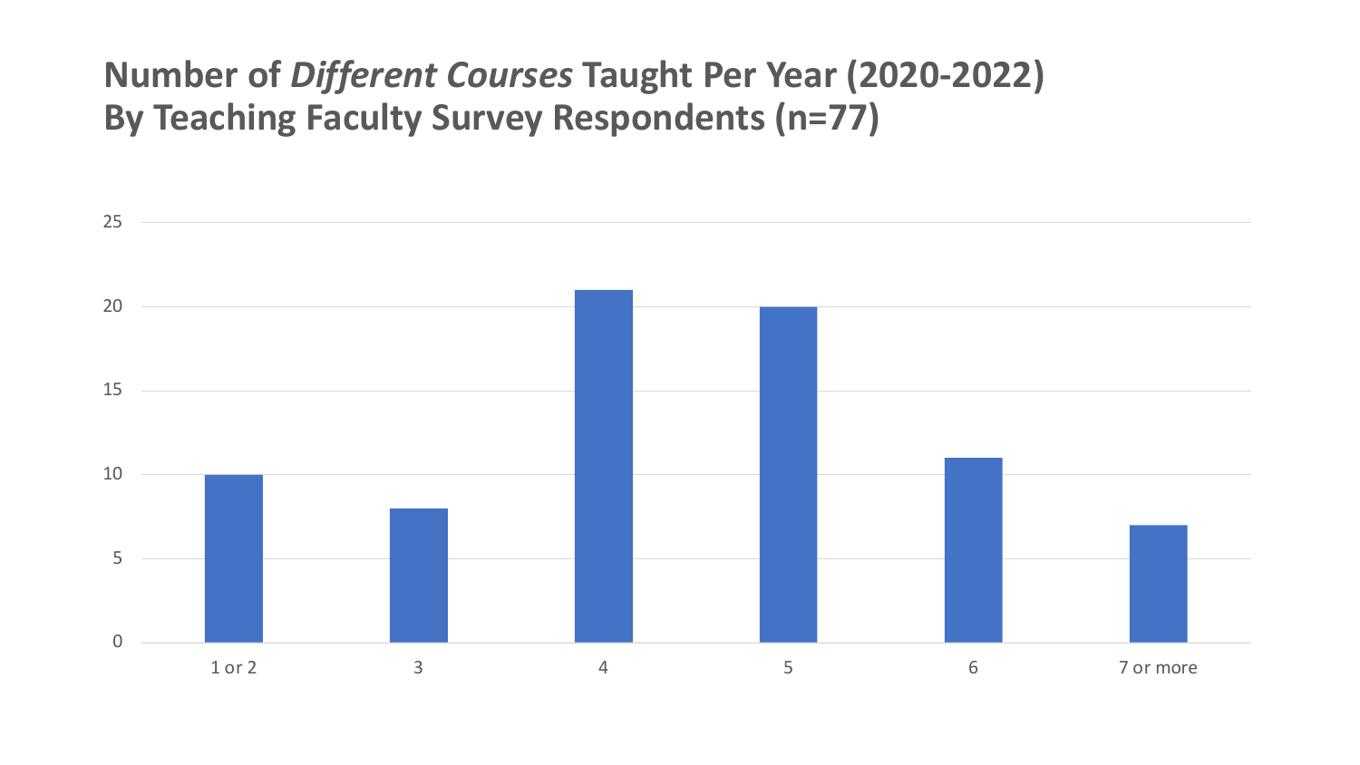# Number of *Different Courses* Taught Per Year (2020-2022) By Teaching Faculty Survey Respondents (n=77)

| Number of Different Courses | Respondents |
| --- | --- |
| 1 or 2 | 10 |
| 3 | 8 |
| 4 | 21 |
| 5 | 20 |
| 6 | 11 |
| 7 or more | 7 |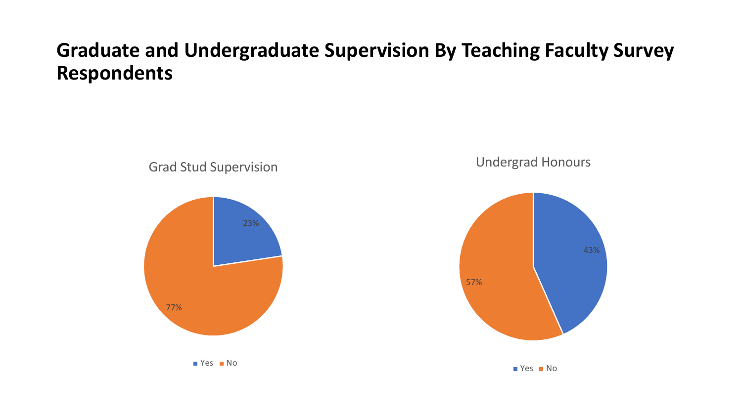# Graduate and Undergraduate Supervision By Teaching Faculty Survey Respondents

Grad Stud Supervision

| Response | Percentage |
| --- | --- |
| Yes | 23% |
| No | 77% |

Undergrad Honours

| Response | Percentage |
| --- | --- |
| Yes | 43% |
| No | 57% |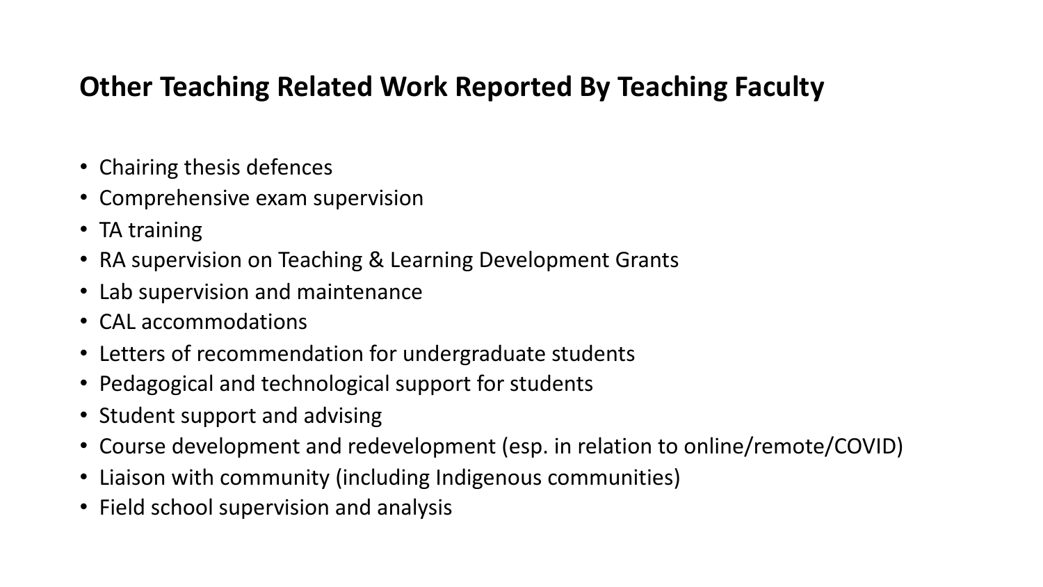## Other Teaching Related Work Reported By Teaching Faculty

- Chairing thesis defences
- Comprehensive exam supervision
- TA training
- RA supervision on Teaching & Learning Development Grants
- Lab supervision and maintenance
- CAL accommodations
- Letters of recommendation for undergraduate students
- Pedagogical and technological support for students
- Student support and advising
- Course development and redevelopment (esp. in relation to online/remote/COVID)
- Liaison with community (including Indigenous communities)
- Field school supervision and analysis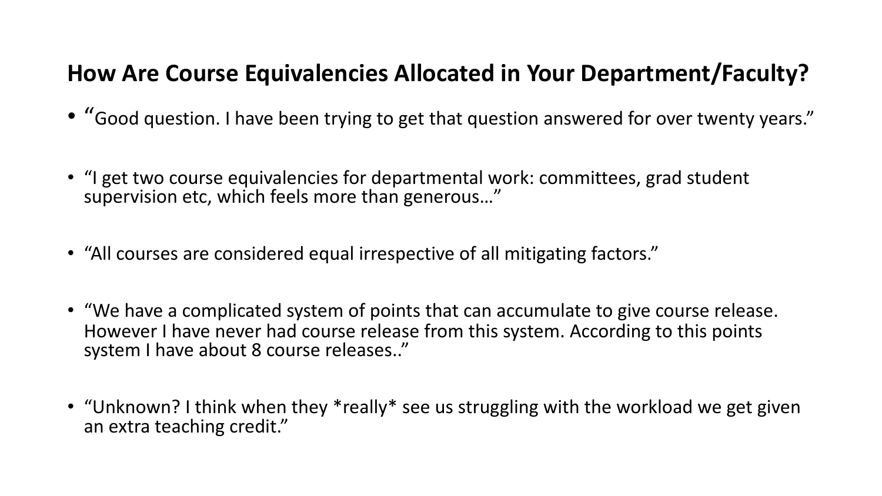## How Are Course Equivalencies Allocated in Your Department/Faculty?

- "Good question. I have been trying to get that question answered for over twenty years."
- "I get two course equivalencies for departmental work: committees, grad student supervision etc, which feels more than generous…"
- "All courses are considered equal irrespective of all mitigating factors."
- "We have a complicated system of points that can accumulate to give course release. However I have never had course release from this system. According to this points system I have about 8 course releases.."
- "Unknown? I think when they *really* see us struggling with the workload we get given an extra teaching credit."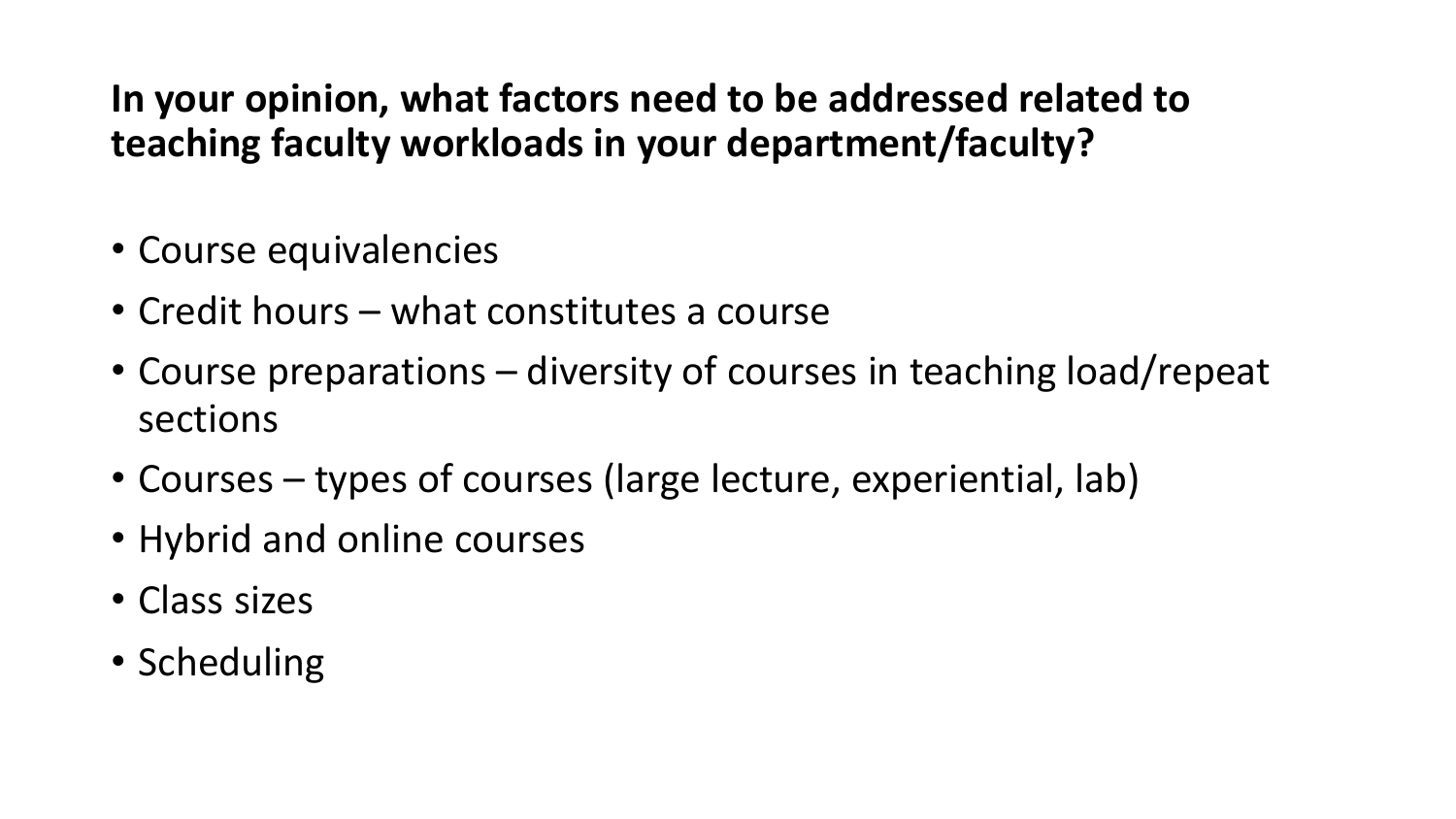**In your opinion, what factors need to be addressed related to teaching faculty workloads in your department/faculty?**

- Course equivalencies
- Credit hours – what constitutes a course
- Course preparations – diversity of courses in teaching load/repeat sections
- Courses – types of courses (large lecture, experiential, lab)
- Hybrid and online courses
- Class sizes
- Scheduling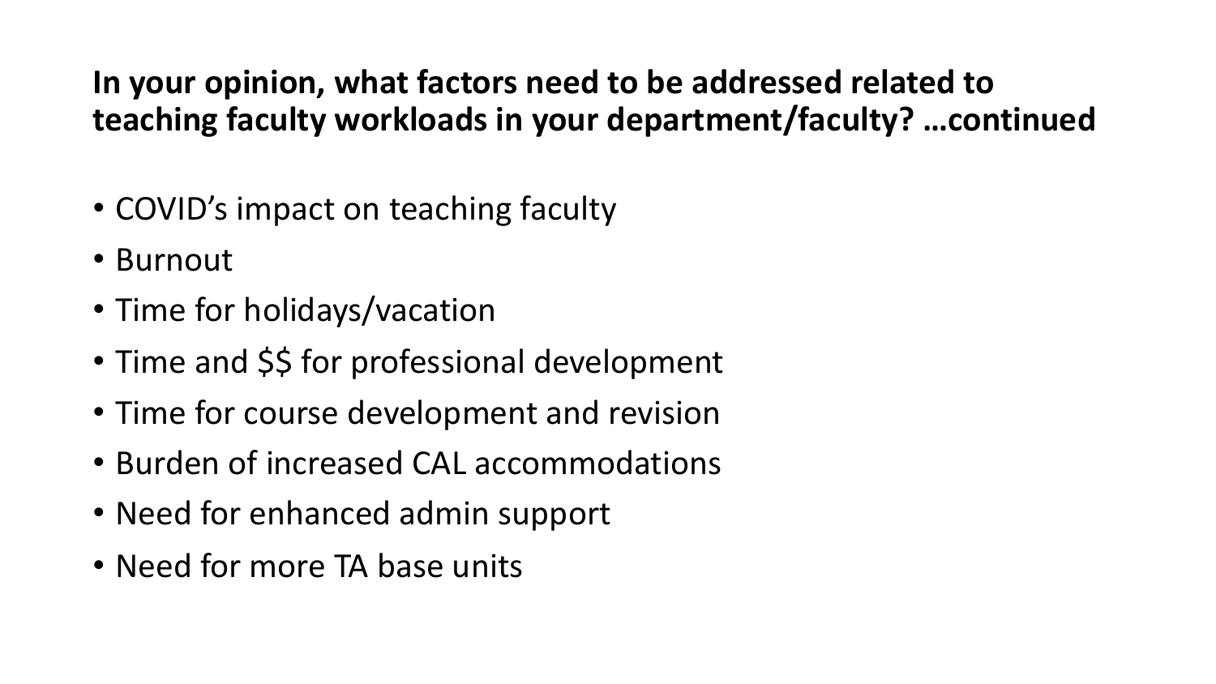## In your opinion, what factors need to be addressed related to teaching faculty workloads in your department/faculty? …continued

- COVID's impact on teaching faculty
- Burnout
- Time for holidays/vacation
- Time and $$ for professional development
- Time for course development and revision
- Burden of increased CAL accommodations
- Need for enhanced admin support
- Need for more TA base units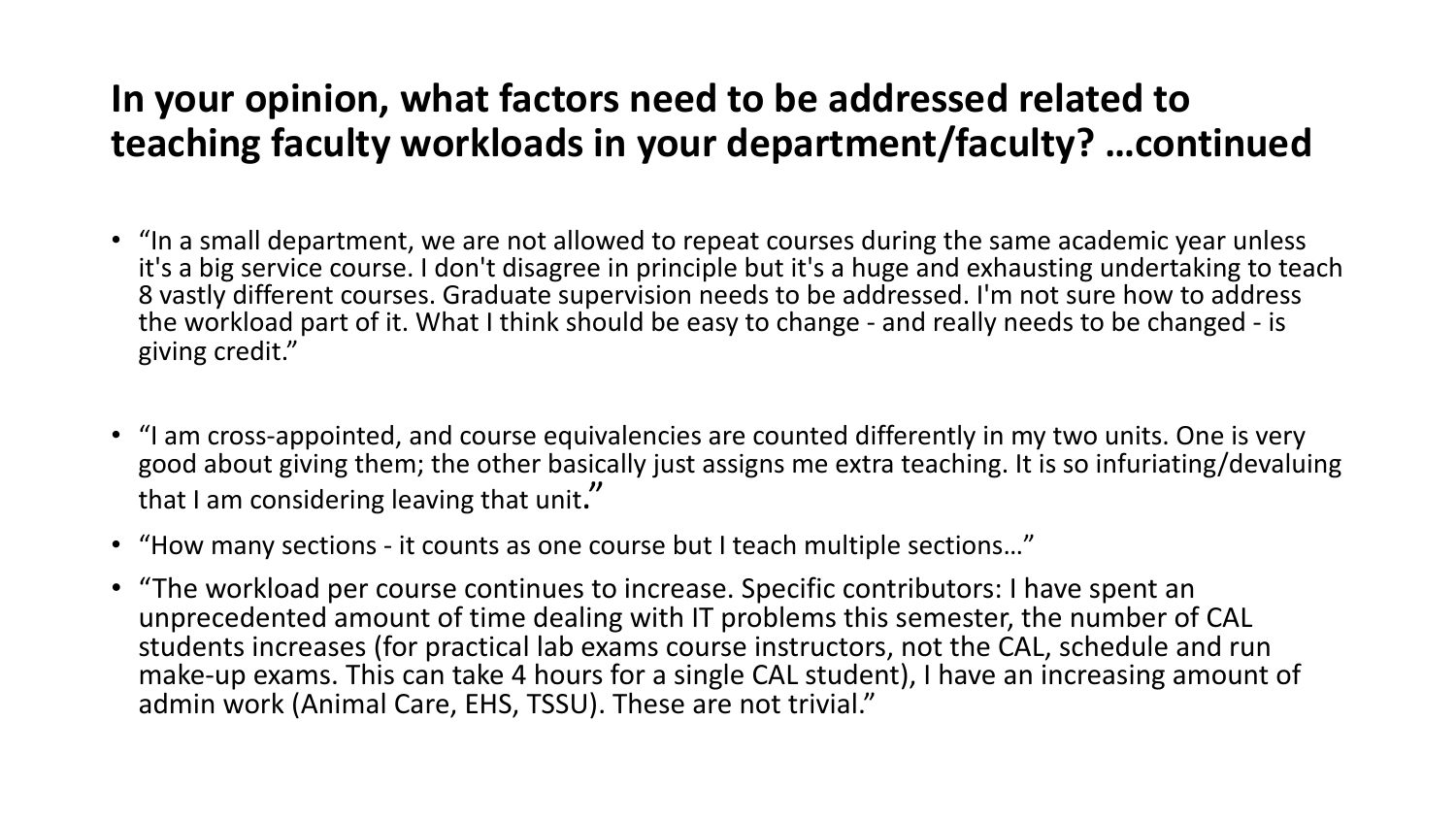## In your opinion, what factors need to be addressed related to teaching faculty workloads in your department/faculty? …continued

- "In a small department, we are not allowed to repeat courses during the same academic year unless it's a big service course. I don't disagree in principle but it's a huge and exhausting undertaking to teach 8 vastly different courses. Graduate supervision needs to be addressed. I'm not sure how to address the workload part of it. What I think should be easy to change - and really needs to be changed - is giving credit."
- "I am cross-appointed, and course equivalencies are counted differently in my two units. One is very good about giving them; the other basically just assigns me extra teaching. It is so infuriating/devaluing that I am considering leaving that unit."
- "How many sections - it counts as one course but I teach multiple sections…"
- "The workload per course continues to increase. Specific contributors: I have spent an unprecedented amount of time dealing with IT problems this semester, the number of CAL students increases (for practical lab exams course instructors, not the CAL, schedule and run make-up exams. This can take 4 hours for a single CAL student), I have an increasing amount of admin work (Animal Care, EHS, TSSU). These are not trivial."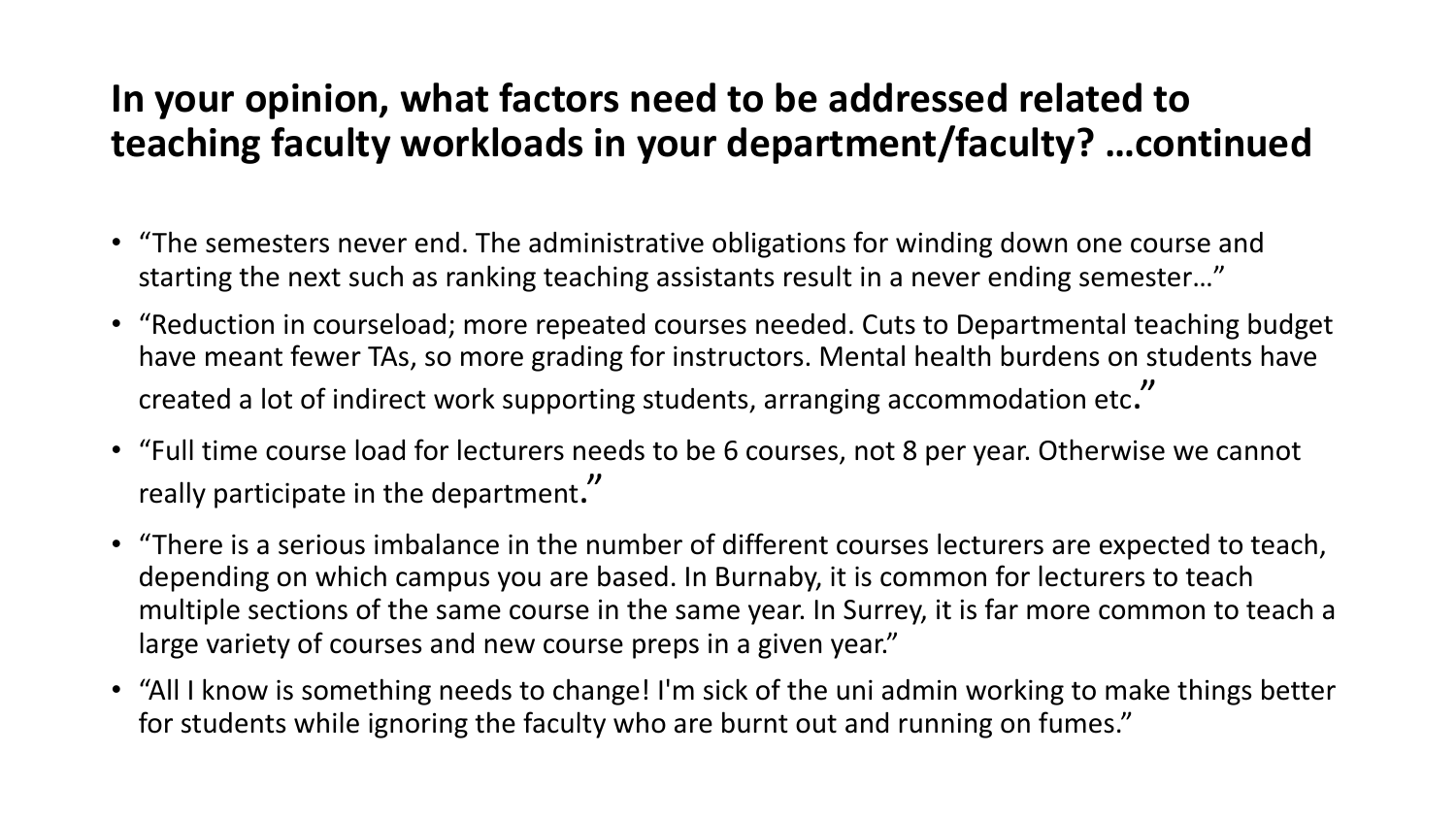## In your opinion, what factors need to be addressed related to teaching faculty workloads in your department/faculty? …continued

- "The semesters never end. The administrative obligations for winding down one course and starting the next such as ranking teaching assistants result in a never ending semester…"
- "Reduction in courseload; more repeated courses needed. Cuts to Departmental teaching budget have meant fewer TAs, so more grading for instructors. Mental health burdens on students have created a lot of indirect work supporting students, arranging accommodation etc."
- "Full time course load for lecturers needs to be 6 courses, not 8 per year. Otherwise we cannot really participate in the department."
- "There is a serious imbalance in the number of different courses lecturers are expected to teach, depending on which campus you are based. In Burnaby, it is common for lecturers to teach multiple sections of the same course in the same year. In Surrey, it is far more common to teach a large variety of courses and new course preps in a given year."
- "All I know is something needs to change! I'm sick of the uni admin working to make things better for students while ignoring the faculty who are burnt out and running on fumes."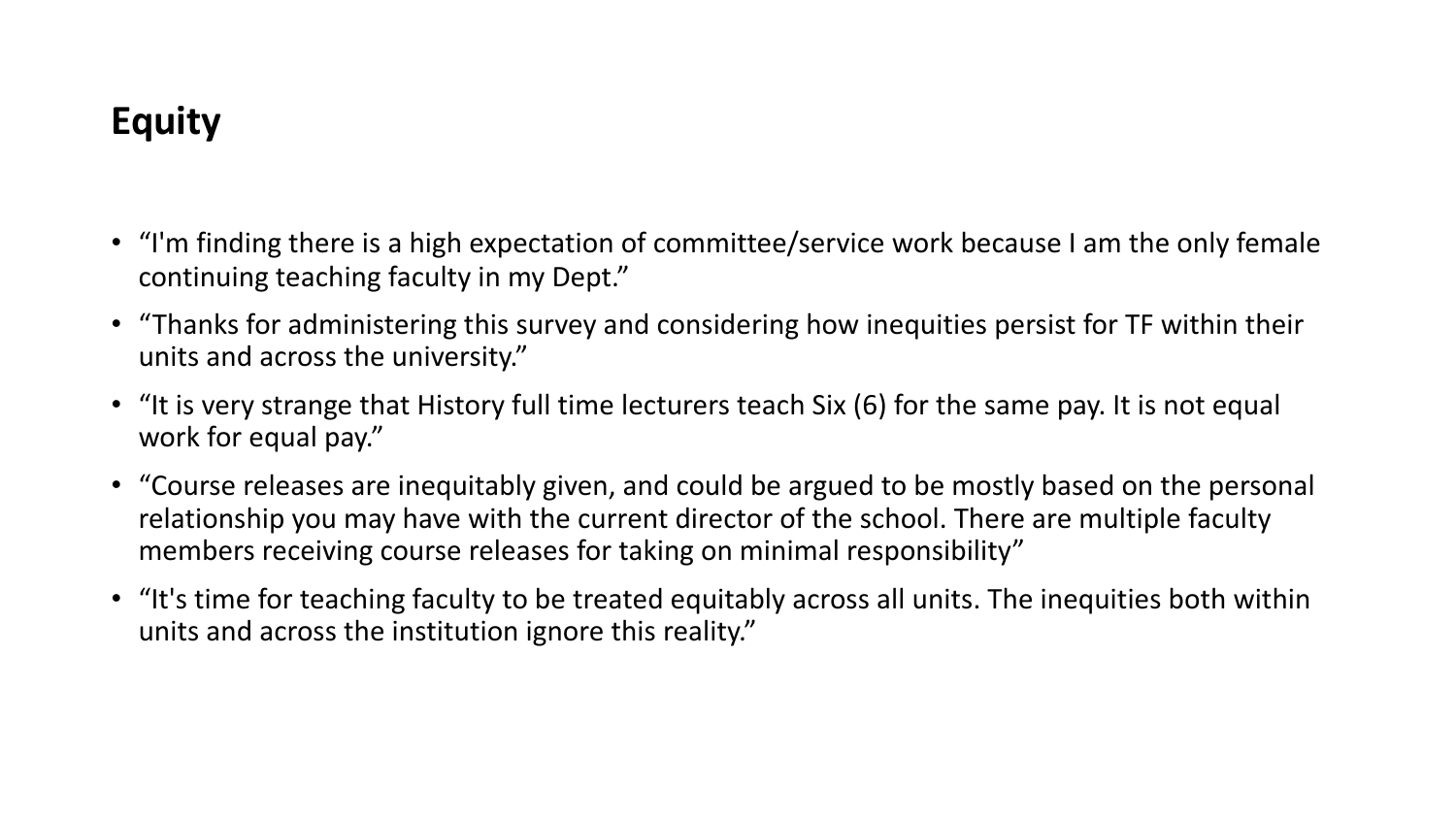## Equity

- “I'm finding there is a high expectation of committee/service work because I am the only female continuing teaching faculty in my Dept.”
- “Thanks for administering this survey and considering how inequities persist for TF within their units and across the university.”
- “It is very strange that History full time lecturers teach Six (6) for the same pay. It is not equal work for equal pay.”
- “Course releases are inequitably given, and could be argued to be mostly based on the personal relationship you may have with the current director of the school. There are multiple faculty members receiving course releases for taking on minimal responsibility”
- “It's time for teaching faculty to be treated equitably across all units. The inequities both within units and across the institution ignore this reality.”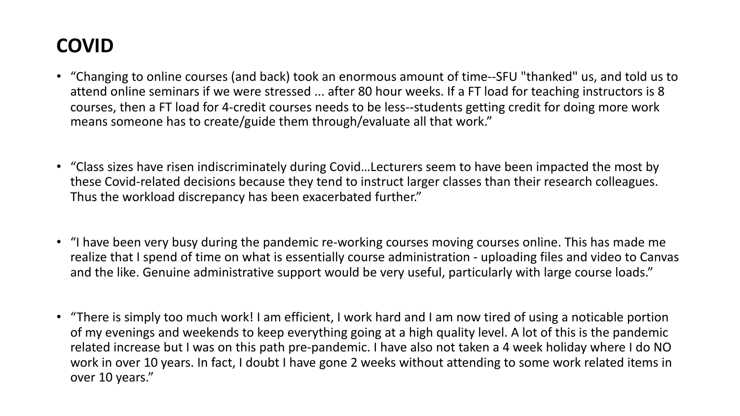# COVID

- “Changing to online courses (and back) took an enormous amount of time--SFU "thanked" us, and told us to attend online seminars if we were stressed ... after 80 hour weeks. If a FT load for teaching instructors is 8 courses, then a FT load for 4-credit courses needs to be less--students getting credit for doing more work means someone has to create/guide them through/evaluate all that work.”

- “Class sizes have risen indiscriminately during Covid…Lecturers seem to have been impacted the most by these Covid-related decisions because they tend to instruct larger classes than their research colleagues. Thus the workload discrepancy has been exacerbated further.”

- “I have been very busy during the pandemic re-working courses moving courses online. This has made me realize that I spend of time on what is essentially course administration - uploading files and video to Canvas and the like. Genuine administrative support would be very useful, particularly with large course loads.”

- “There is simply too much work! I am efficient, I work hard and I am now tired of using a noticable portion of my evenings and weekends to keep everything going at a high quality level. A lot of this is the pandemic related increase but I was on this path pre-pandemic. I have also not taken a 4 week holiday where I do NO work in over 10 years. In fact, I doubt I have gone 2 weeks without attending to some work related items in over 10 years.”